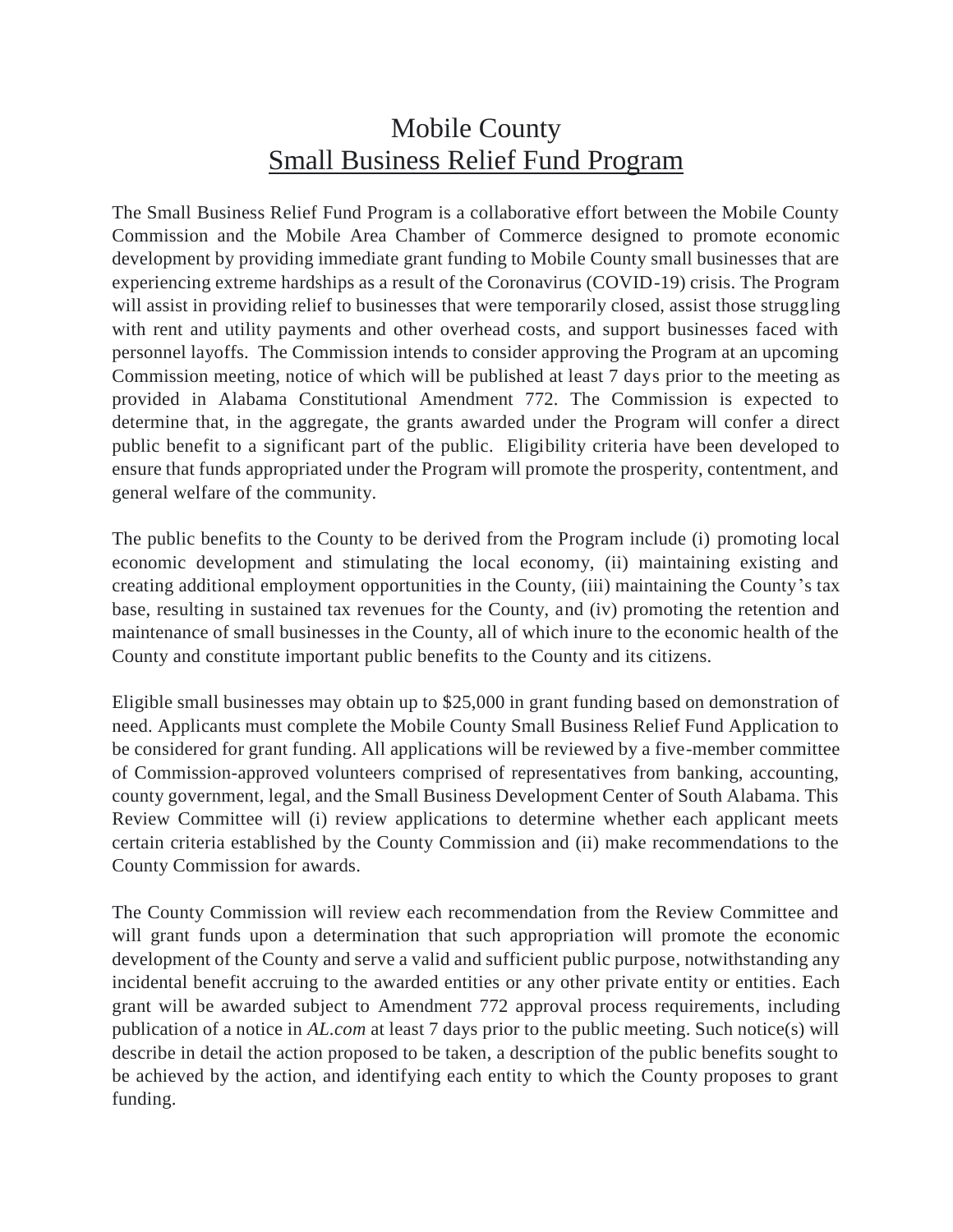# Mobile County

## Small Business Relief Fund Program

The Small Business Relief Fund Program is a collaborative effort between the Mobile County Commission and the Mobile Area Chamber of Commerce designed to promote economic development by providing immediate grant funding to Mobile County small businesses that are experiencing extreme hardships as a result of the Coronavirus (COVID-19) crisis. The Program will assist in providing relief to businesses that were temporarily closed, assist those struggling with rent and utility payments and other overhead costs, and support businesses faced with personnel layoffs. The Commission intends to consider approving the Program at an upcoming Commission meeting, notice of which will be published at least 7 days prior to the meeting as provided in Alabama Constitutional Amendment 772. The Commission is expected to determine that, in the aggregate, the grants awarded under the Program will confer a direct public benefit to a significant part of the public. Eligibility criteria have been developed to ensure that funds appropriated under the Program will promote the prosperity, contentment, and general welfare of the community.

The public benefits to the County to be derived from the Program include (i) promoting local economic development and stimulating the local economy, (ii) maintaining existing and creating additional employment opportunities in the County, (iii) maintaining the County's tax base, resulting in sustained tax revenues for the County, and (iv) promoting the retention and maintenance of small businesses in the County, all of which inure to the economic health of the County and constitute important public benefits to the County and its citizens.

Eligible small businesses may obtain up to $25,000 in grant funding based on demonstration of need. Applicants must complete the Mobile County Small Business Relief Fund Application to be considered for grant funding. All applications will be reviewed by a five-member committee of Commission-approved volunteers comprised of representatives from banking, accounting, county government, legal, and the Small Business Development Center of South Alabama. This Review Committee will (i) review applications to determine whether each applicant meets certain criteria established by the County Commission and (ii) make recommendations to the County Commission for awards.

The County Commission will review each recommendation from the Review Committee and will grant funds upon a determination that such appropriation will promote the economic development of the County and serve a valid and sufficient public purpose, notwithstanding any incidental benefit accruing to the awarded entities or any other private entity or entities. Each grant will be awarded subject to Amendment 772 approval process requirements, including publication of a notice in *AL.com* at least 7 days prior to the public meeting. Such notice(s) will describe in detail the action proposed to be taken, a description of the public benefits sought to be achieved by the action, and identifying each entity to which the County proposes to grant funding.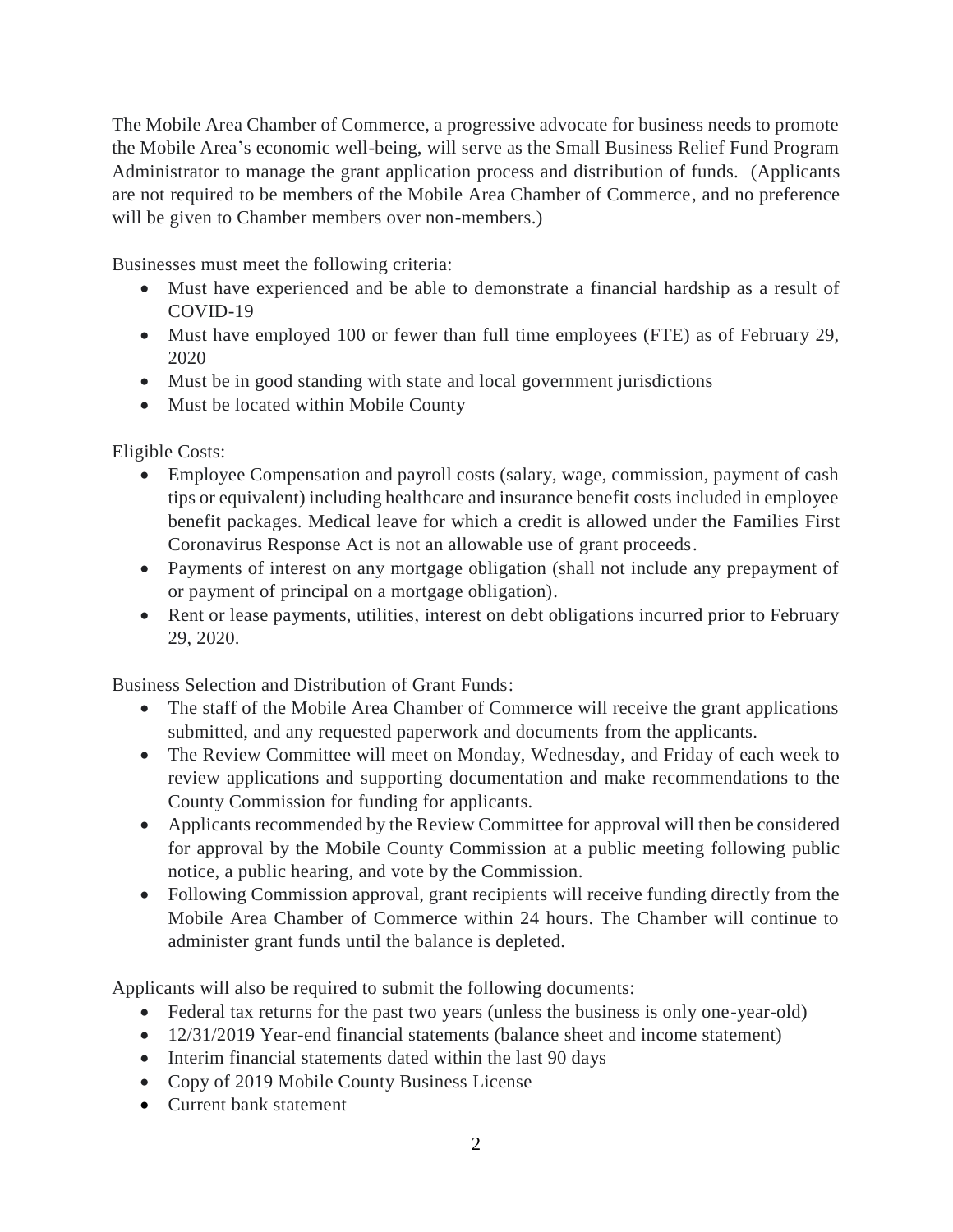The Mobile Area Chamber of Commerce, a progressive advocate for business needs to promote the Mobile Area's economic well-being, will serve as the Small Business Relief Fund Program Administrator to manage the grant application process and distribution of funds. (Applicants are not required to be members of the Mobile Area Chamber of Commerce, and no preference will be given to Chamber members over non-members.)

Businesses must meet the following criteria:

- Must have experienced and be able to demonstrate a financial hardship as a result of COVID-19
- Must have employed 100 or fewer than full time employees (FTE) as of February 29, 2020
- Must be in good standing with state and local government jurisdictions
- Must be located within Mobile County

Eligible Costs:

- Employee Compensation and payroll costs (salary, wage, commission, payment of cash tips or equivalent) including healthcare and insurance benefit costs included in employee benefit packages. Medical leave for which a credit is allowed under the Families First Coronavirus Response Act is not an allowable use of grant proceeds.
- Payments of interest on any mortgage obligation (shall not include any prepayment of or payment of principal on a mortgage obligation).
- Rent or lease payments, utilities, interest on debt obligations incurred prior to February 29, 2020.

Business Selection and Distribution of Grant Funds:

- The staff of the Mobile Area Chamber of Commerce will receive the grant applications submitted, and any requested paperwork and documents from the applicants.
- The Review Committee will meet on Monday, Wednesday, and Friday of each week to review applications and supporting documentation and make recommendations to the County Commission for funding for applicants.
- Applicants recommended by the Review Committee for approval will then be considered for approval by the Mobile County Commission at a public meeting following public notice, a public hearing, and vote by the Commission.
- Following Commission approval, grant recipients will receive funding directly from the Mobile Area Chamber of Commerce within 24 hours. The Chamber will continue to administer grant funds until the balance is depleted.

Applicants will also be required to submit the following documents:

- Federal tax returns for the past two years (unless the business is only one-year-old)
- 12/31/2019 Year-end financial statements (balance sheet and income statement)
- Interim financial statements dated within the last 90 days
- Copy of 2019 Mobile County Business License
- Current bank statement